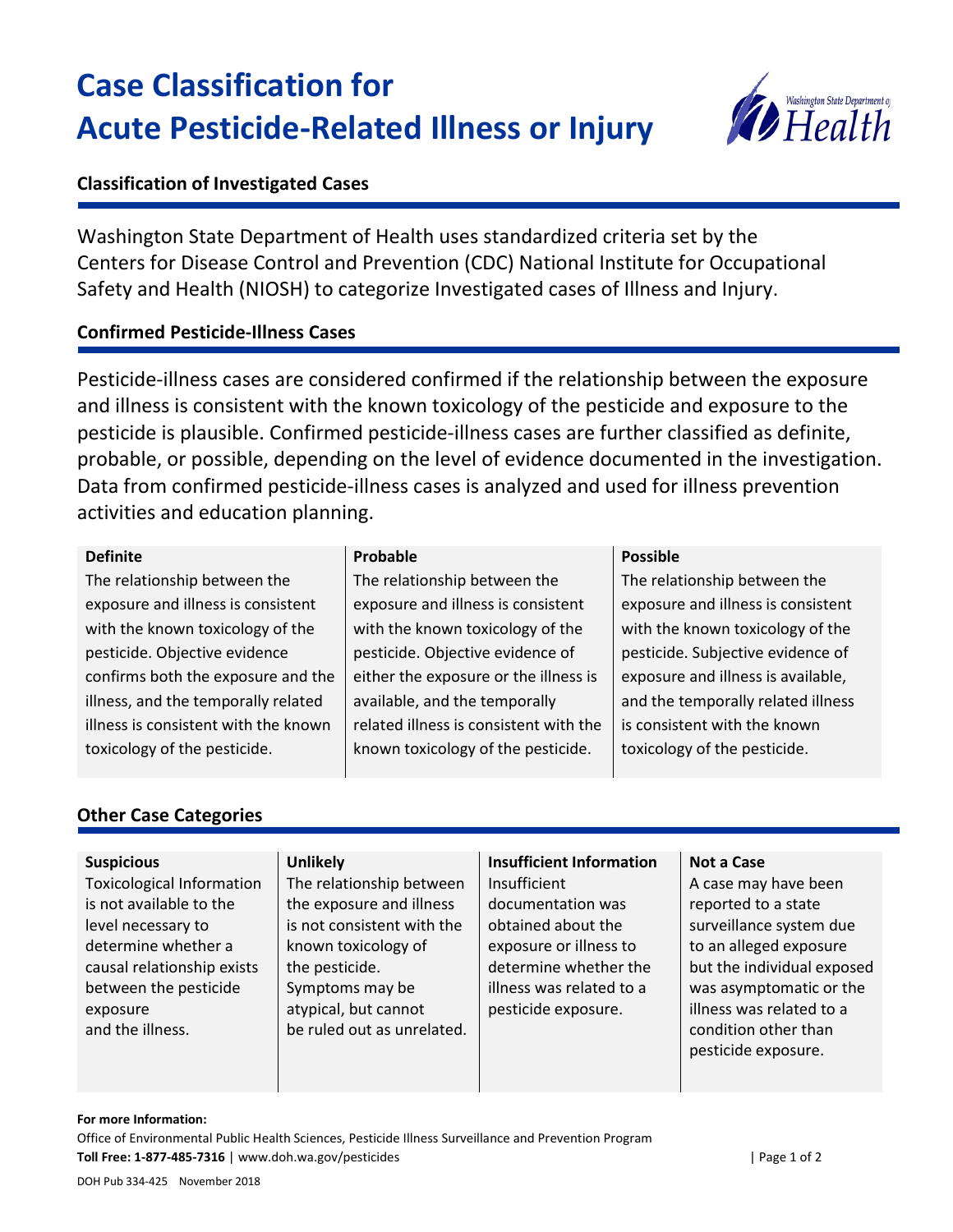# Case Classification for Acute Pesticide-Related Illness or Injury

## Classification of Investigated Cases

Washington State Department of Health uses standardized criteria set by the Centers for Disease Control and Prevention (CDC) National Institute for Occupational Safety and Health (NIOSH) to categorize Investigated cases of Illness and Injury.

## Confirmed Pesticide-Illness Cases

Pesticide-illness cases are considered confirmed if the relationship between the exposure and illness is consistent with the known toxicology of the pesticide and exposure to the pesticide is plausible. Confirmed pesticide-illness cases are further classified as definite, probable, or possible, depending on the level of evidence documented in the investigation. Data from confirmed pesticide-illness cases is analyzed and used for illness prevention activities and education planning.

**Definite**
The relationship between the exposure and illness is consistent with the known toxicology of the pesticide. Objective evidence confirms both the exposure and the illness, and the temporally related illness is consistent with the known toxicology of the pesticide.

**Probable**
The relationship between the exposure and illness is consistent with the known toxicology of the pesticide. Objective evidence of either the exposure or the illness is available, and the temporally related illness is consistent with the known toxicology of the pesticide.

**Possible**
The relationship between the exposure and illness is consistent with the known toxicology of the pesticide. Subjective evidence of exposure and illness is available, and the temporally related illness is consistent with the known toxicology of the pesticide.

## Other Case Categories

**Suspicious**
Toxicological Information is not available to the level necessary to determine whether a causal relationship exists between the pesticide exposure and the illness.

**Unlikely**
The relationship between the exposure and illness is not consistent with the known toxicology of the pesticide. Symptoms may be atypical, but cannot be ruled out as unrelated.

**Insufficient Information**
Insufficient documentation was obtained about the exposure or illness to determine whether the illness was related to a pesticide exposure.

**Not a Case**
A case may have been reported to a state surveillance system due to an alleged exposure but the individual exposed was asymptomatic or the illness was related to a condition other than pesticide exposure.

**For more Information:**
Office of Environmental Public Health Sciences, Pesticide Illness Surveillance and Prevention Program
**Toll Free: 1-877-485-7316** | www.doh.wa.gov/pesticides

DOH Pub 334-425 November 2018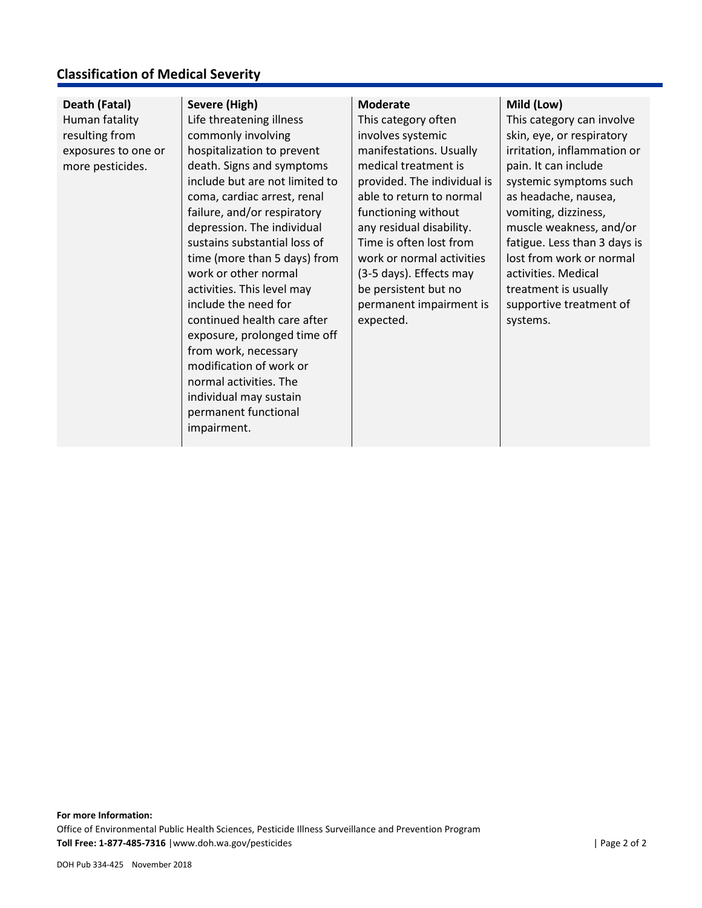## Classification of Medical Severity

| Death (Fatal) | Severe (High) | Moderate | Mild (Low) |
|---|---|---|---|
| Human fatality resulting from exposures to one or more pesticides. | Life threatening illness commonly involving hospitalization to prevent death. Signs and symptoms include but are not limited to coma, cardiac arrest, renal failure, and/or respiratory depression. The individual sustains substantial loss of time (more than 5 days) from work or other normal activities. This level may include the need for continued health care after exposure, prolonged time off from work, necessary modification of work or normal activities. The individual may sustain permanent functional impairment. | This category often involves systemic manifestations. Usually medical treatment is provided. The individual is able to return to normal functioning without any residual disability. Time is often lost from work or normal activities (3-5 days). Effects may be persistent but no permanent impairment is expected. | This category can involve skin, eye, or respiratory irritation, inflammation or pain. It can include systemic symptoms such as headache, nausea, vomiting, dizziness, muscle weakness, and/or fatigue. Less than 3 days is lost from work or normal activities. Medical treatment is usually supportive treatment of systems. |

**For more Information:**

Office of Environmental Public Health Sciences, Pesticide Illness Surveillance and Prevention Program

**Toll Free: 1-877-485-7316** | www.doh.wa.gov/pesticides

DOH Pub 334-425 November 2018